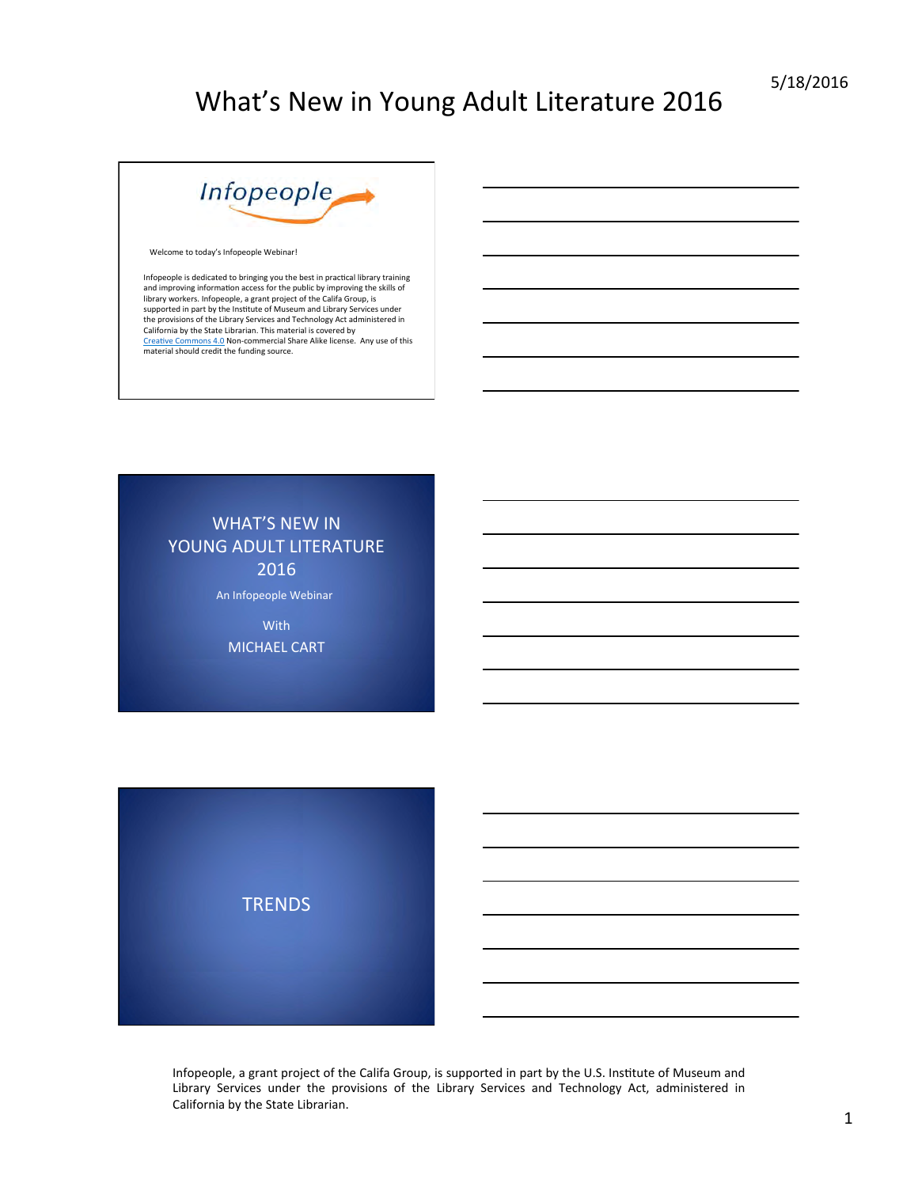# What's New in Young Adult Literature 2016

Infopeople

Welcome to today's Infopeople Webinar!

Infopeople is dedicated to bringing you the best in practical library training and improving information access for the public by improving the skills of library workers. Infopeople, a grant project of the Califa Group, is supported in part by the Institute of Museum and Library Services under the provisions of the Library Services and Technology Act administered in California by the State Librarian. This material is covered by Creative Commons 4.0 Non-commercial Share Alike license. Any use of this material should credit the funding source.

---

WHAT'S NEW IN
YOUNG ADULT LITERATURE
2016

An Infopeople Webinar

With
MICHAEL CART

---

TRENDS

---

Infopeople, a grant project of the Califa Group, is supported in part by the U.S. Institute of Museum and Library Services under the provisions of the Library Services and Technology Act, administered in California by the State Librarian.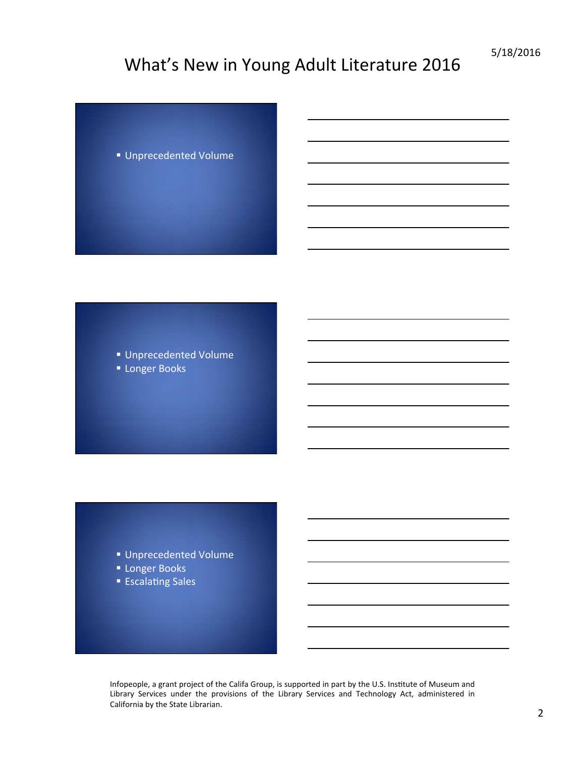- Unprecedented Volume

- Unprecedented Volume
- Longer Books

- Unprecedented Volume
- Longer Books
- Escalating Sales

Infopeople, a grant project of the Califa Group, is supported in part by the U.S. Institute of Museum and Library Services under the provisions of the Library Services and Technology Act, administered in California by the State Librarian.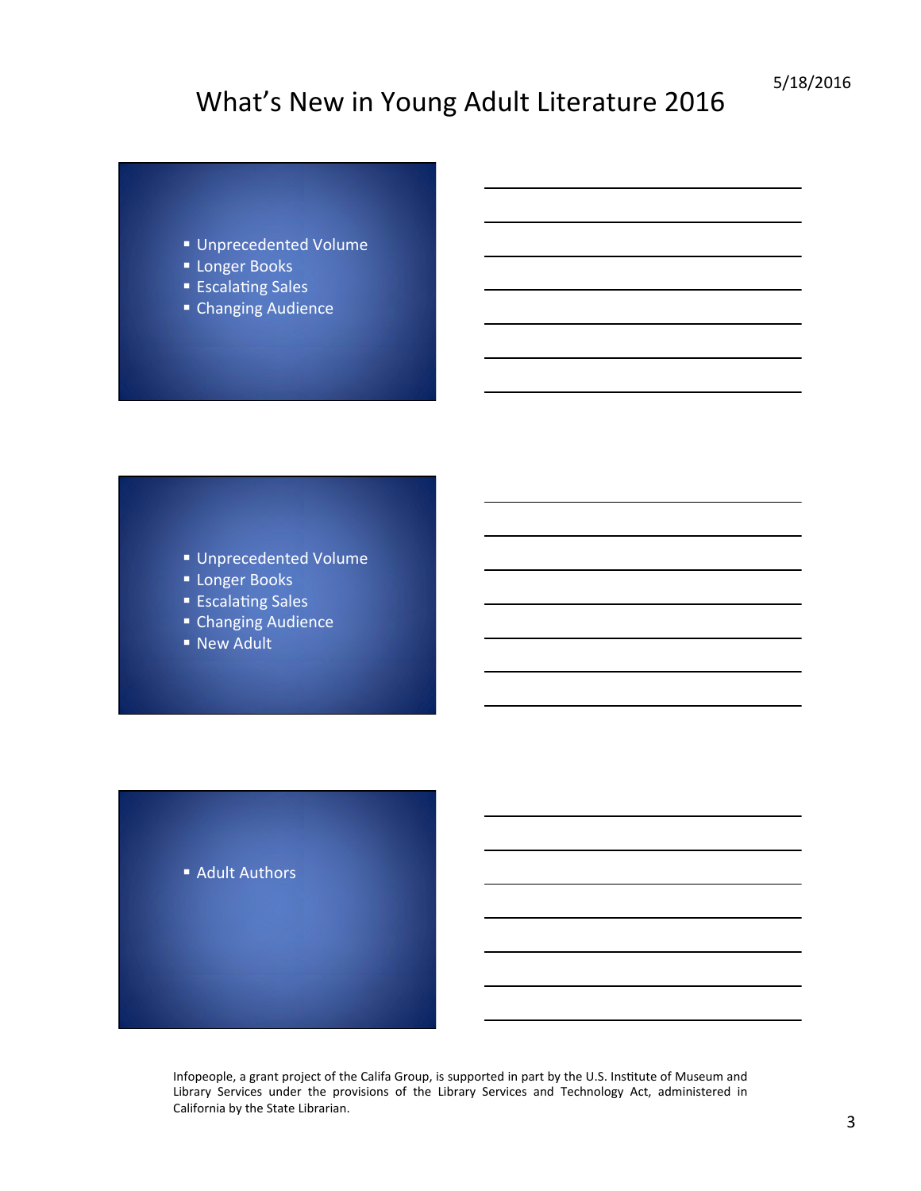- Unprecedented Volume
- Longer Books
- Escalating Sales
- Changing Audience

- Unprecedented Volume
- Longer Books
- Escalating Sales
- Changing Audience
- New Adult

- Adult Authors

Infopeople, a grant project of the Califa Group, is supported in part by the U.S. Institute of Museum and Library Services under the provisions of the Library Services and Technology Act, administered in California by the State Librarian.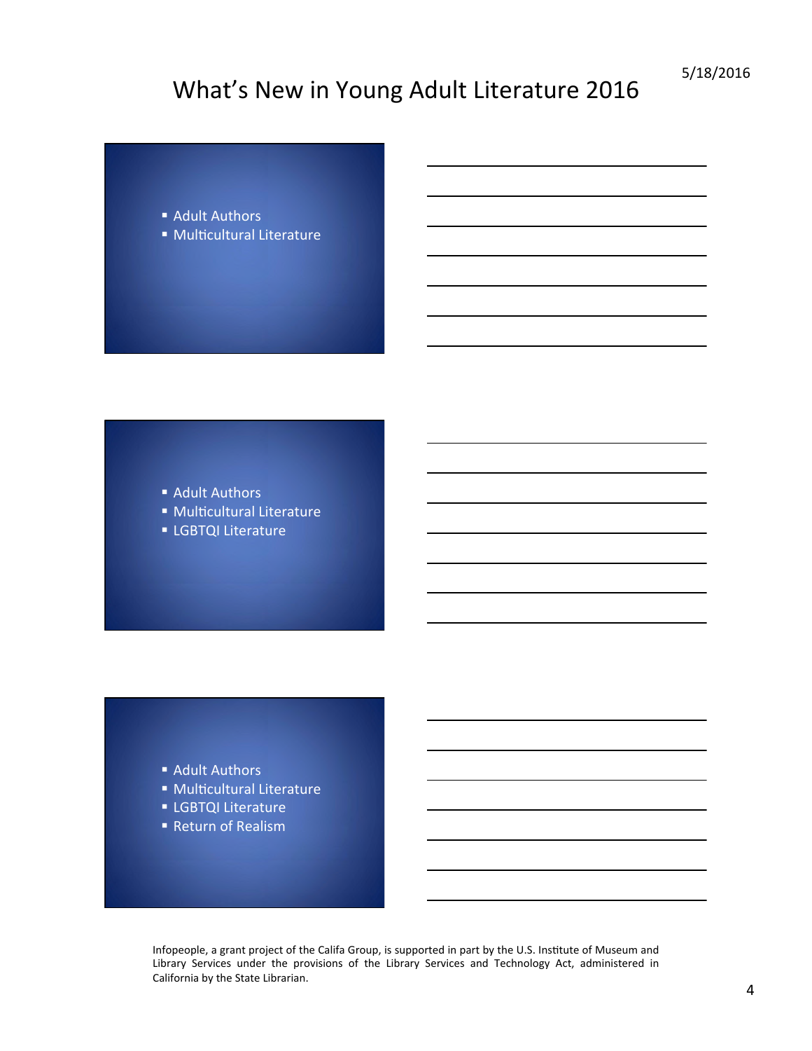- Adult Authors
- Multicultural Literature

---

- Adult Authors
- Multicultural Literature
- LGBTQI Literature

---

- Adult Authors
- Multicultural Literature
- LGBTQI Literature
- Return of Realism

Infopeople, a grant project of the Califa Group, is supported in part by the U.S. Institute of Museum and Library Services under the provisions of the Library Services and Technology Act, administered in California by the State Librarian.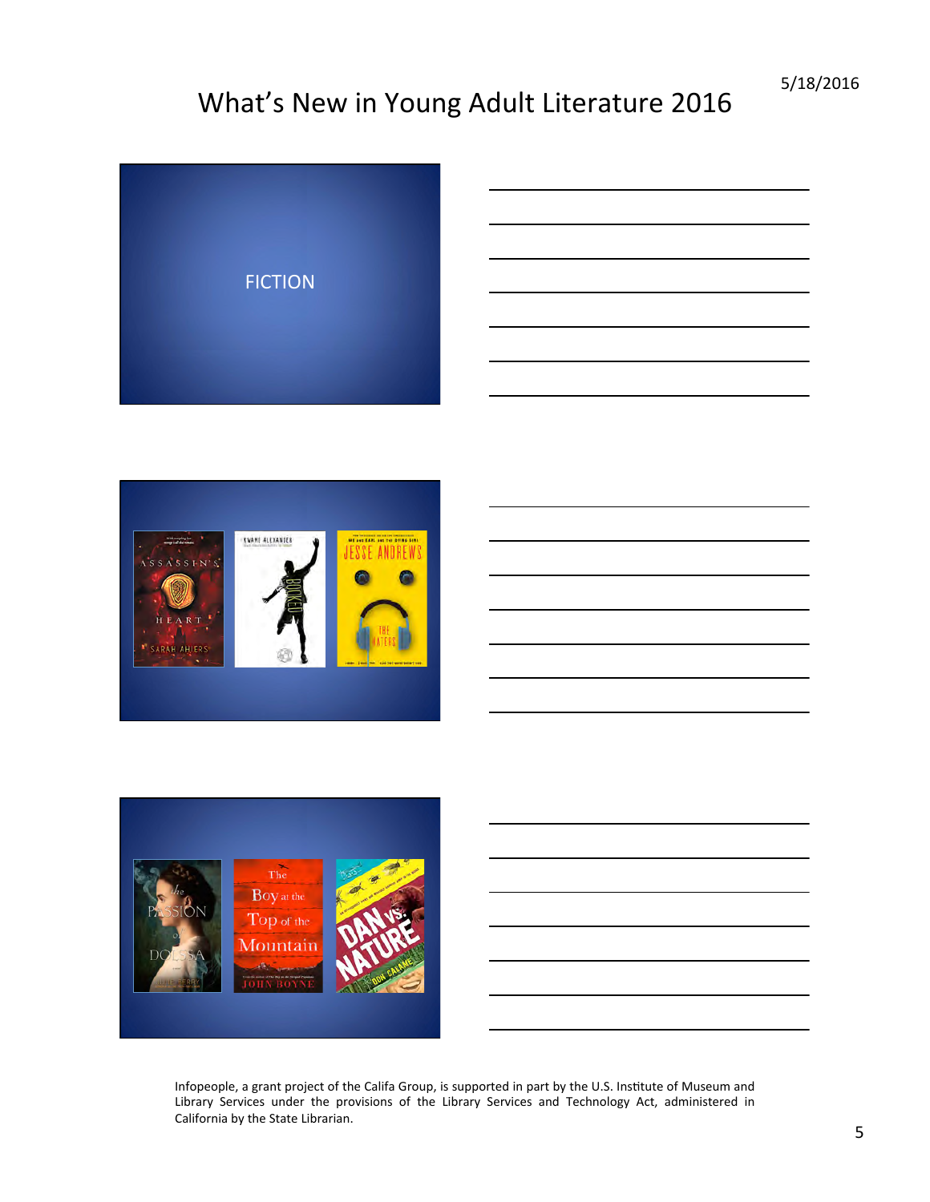FICTION

Infopeople, a grant project of the Califa Group, is supported in part by the U.S. Institute of Museum and Library Services under the provisions of the Library Services and Technology Act, administered in California by the State Librarian.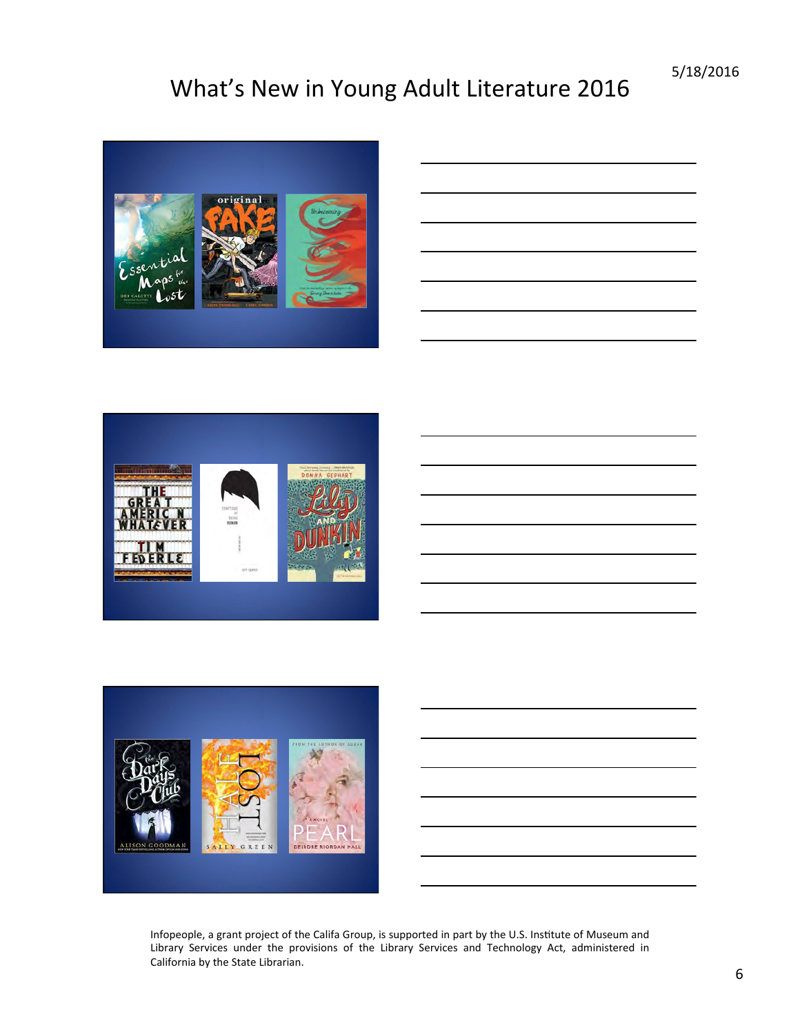# What's New in Young Adult Literature 2016

Infopeople, a grant project of the Califa Group, is supported in part by the U.S. Institute of Museum and Library Services under the provisions of the Library Services and Technology Act, administered in California by the State Librarian.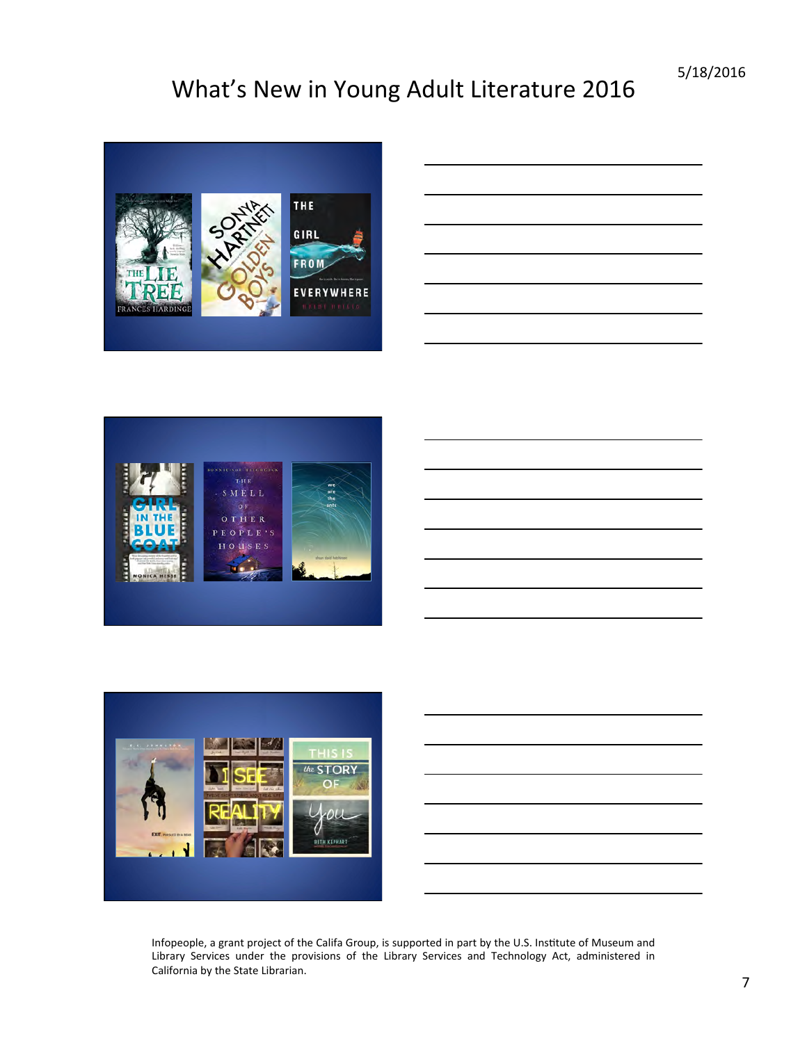# What's New in Young Adult Literature 2016

Infopeople, a grant project of the Califa Group, is supported in part by the U.S. Institute of Museum and Library Services under the provisions of the Library Services and Technology Act, administered in California by the State Librarian.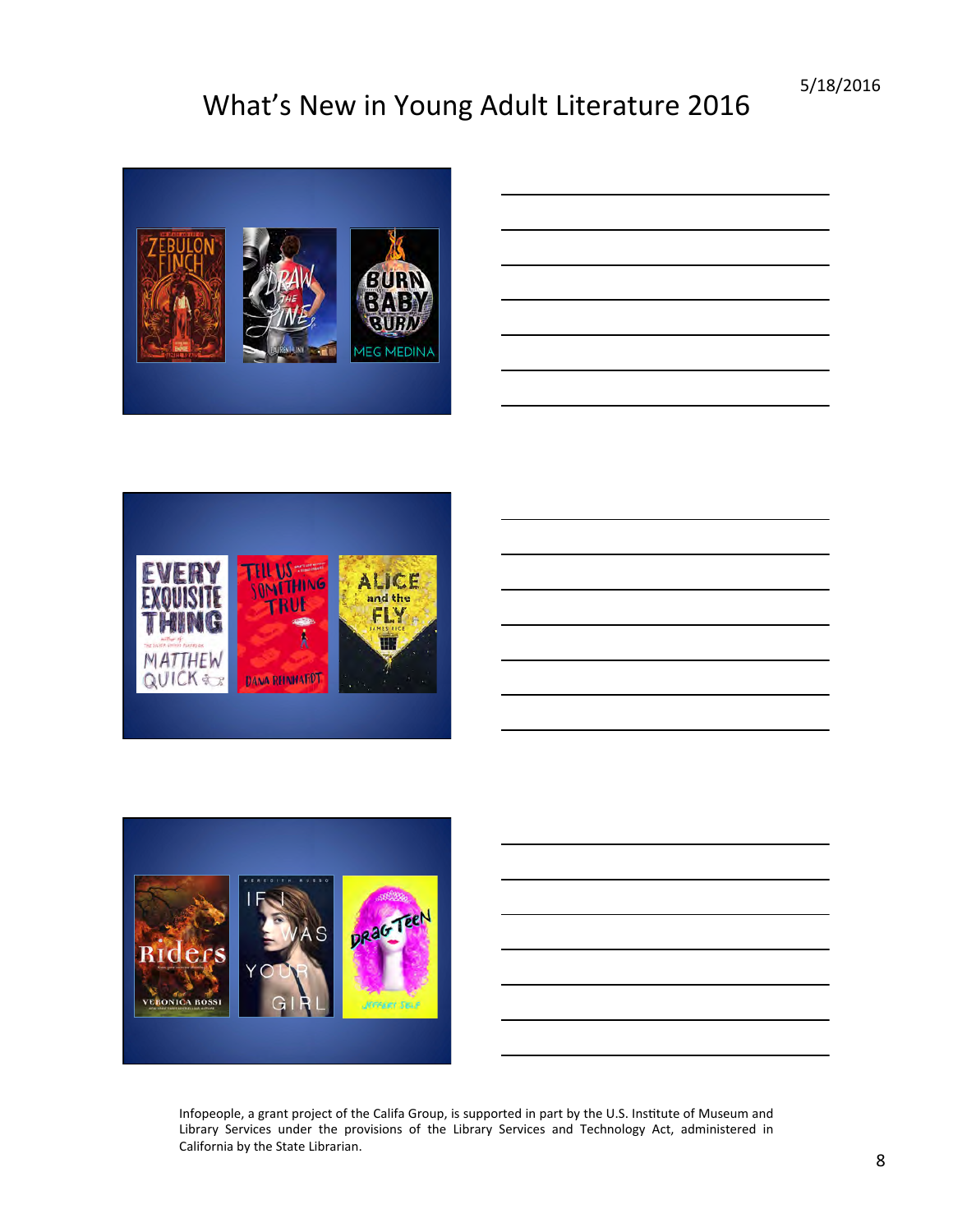# What's New in Young Adult Literature 2016

5/18/2016

Infopeople, a grant project of the Califa Group, is supported in part by the U.S. Institute of Museum and Library Services under the provisions of the Library Services and Technology Act, administered in California by the State Librarian.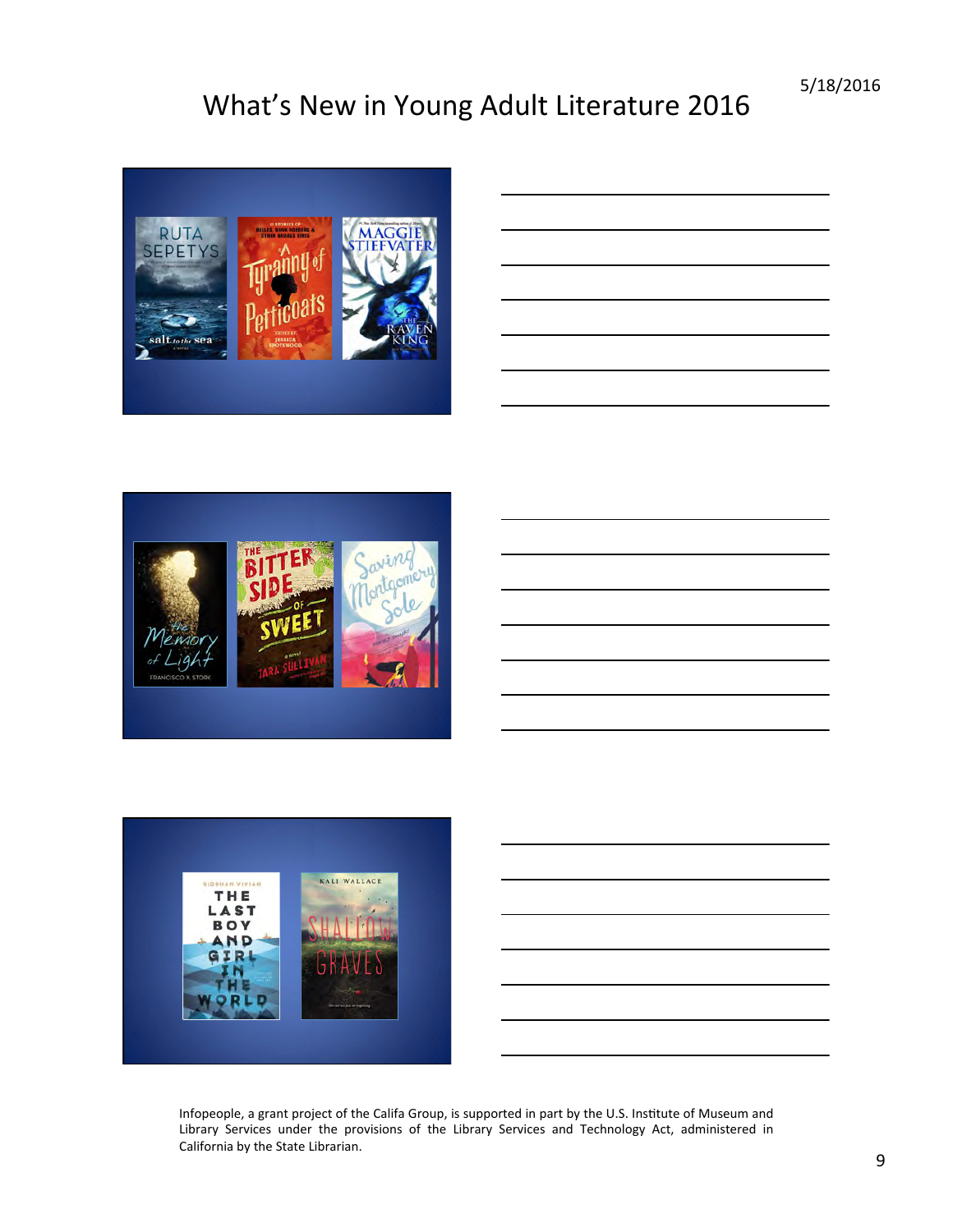# What's New in Young Adult Literature 2016

5/18/2016

Infopeople, a grant project of the Califa Group, is supported in part by the U.S. Institute of Museum and Library Services under the provisions of the Library Services and Technology Act, administered in California by the State Librarian.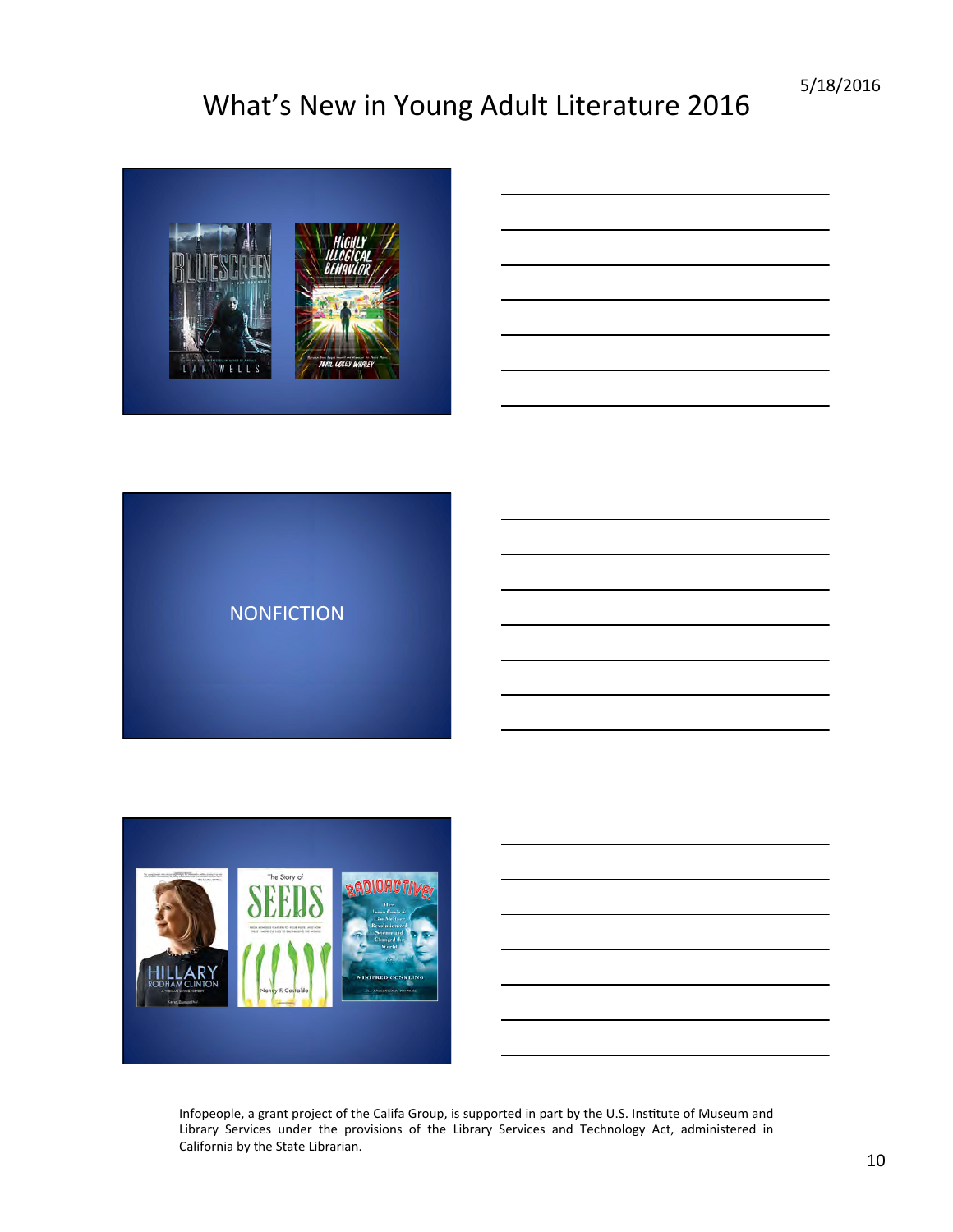NONFICTION

Infopeople, a grant project of the Califa Group, is supported in part by the U.S. Institute of Museum and Library Services under the provisions of the Library Services and Technology Act, administered in California by the State Librarian.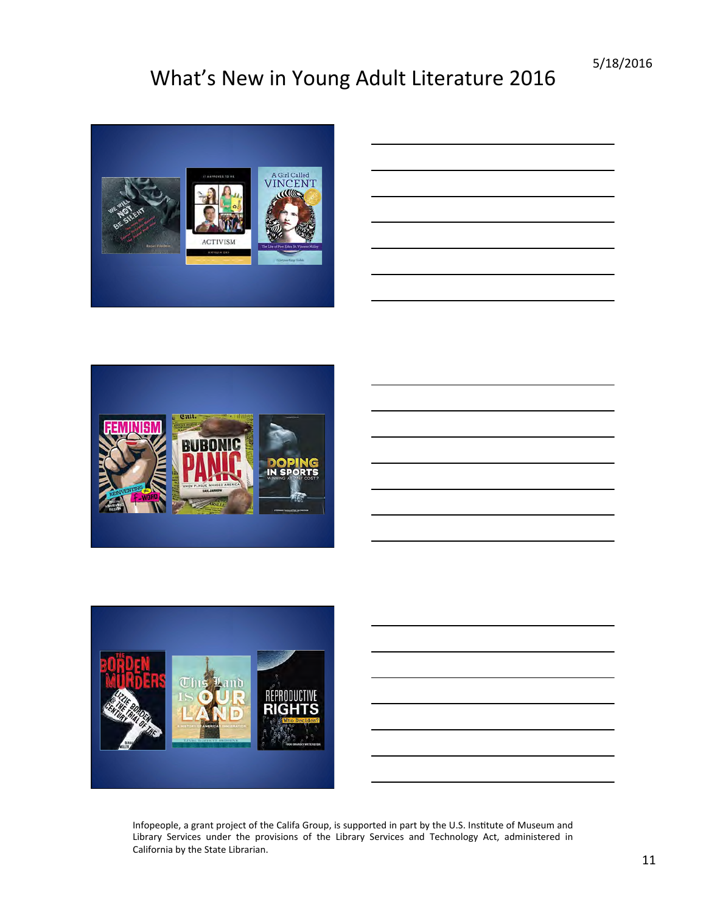# What's New in Young Adult Literature 2016

5/18/2016

Infopeople, a grant project of the Califa Group, is supported in part by the U.S. Institute of Museum and Library Services under the provisions of the Library Services and Technology Act, administered in California by the State Librarian.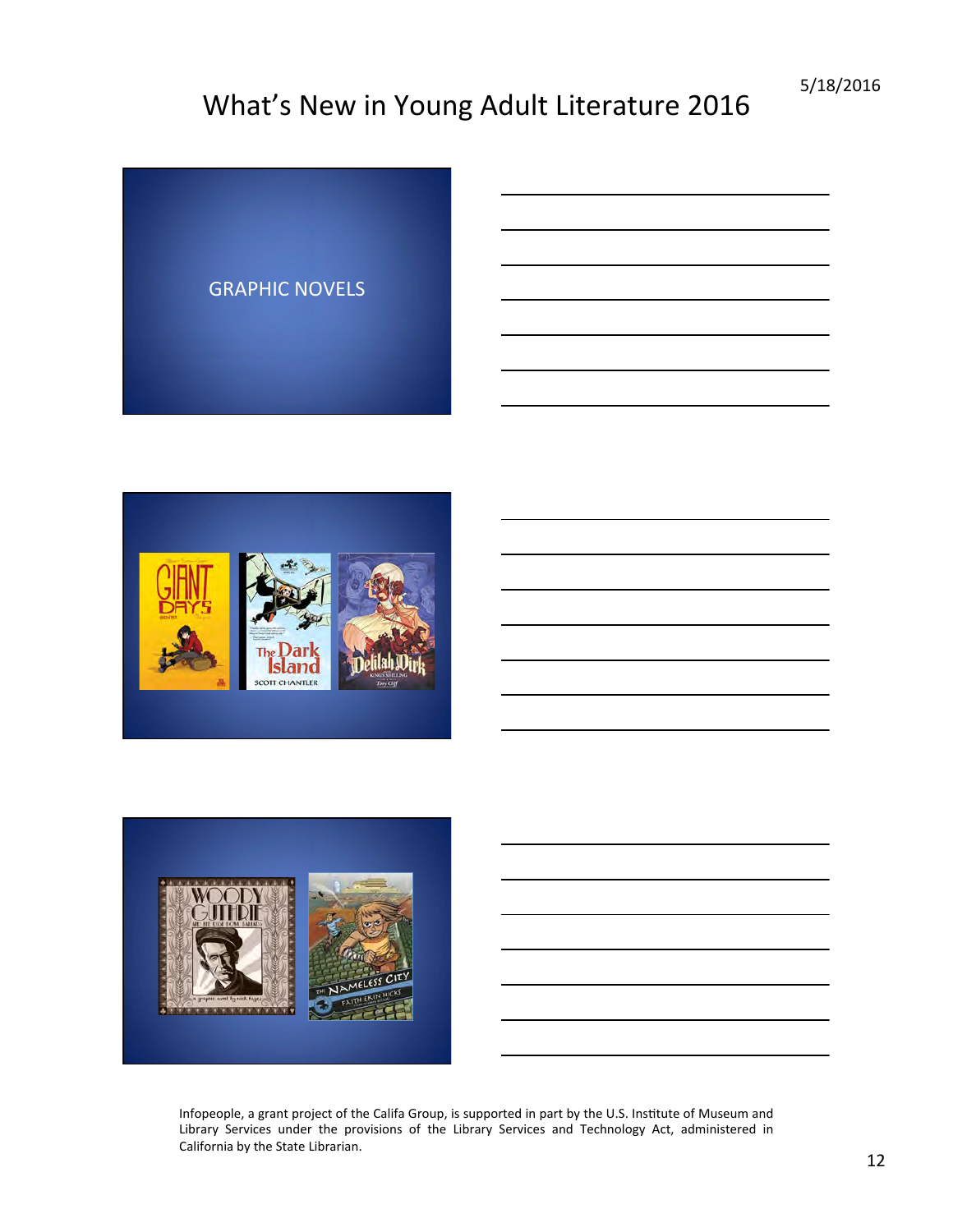# What's New in Young Adult Literature 2016

GRAPHIC NOVELS

Infopeople, a grant project of the Califa Group, is supported in part by the U.S. Institute of Museum and Library Services under the provisions of the Library Services and Technology Act, administered in California by the State Librarian.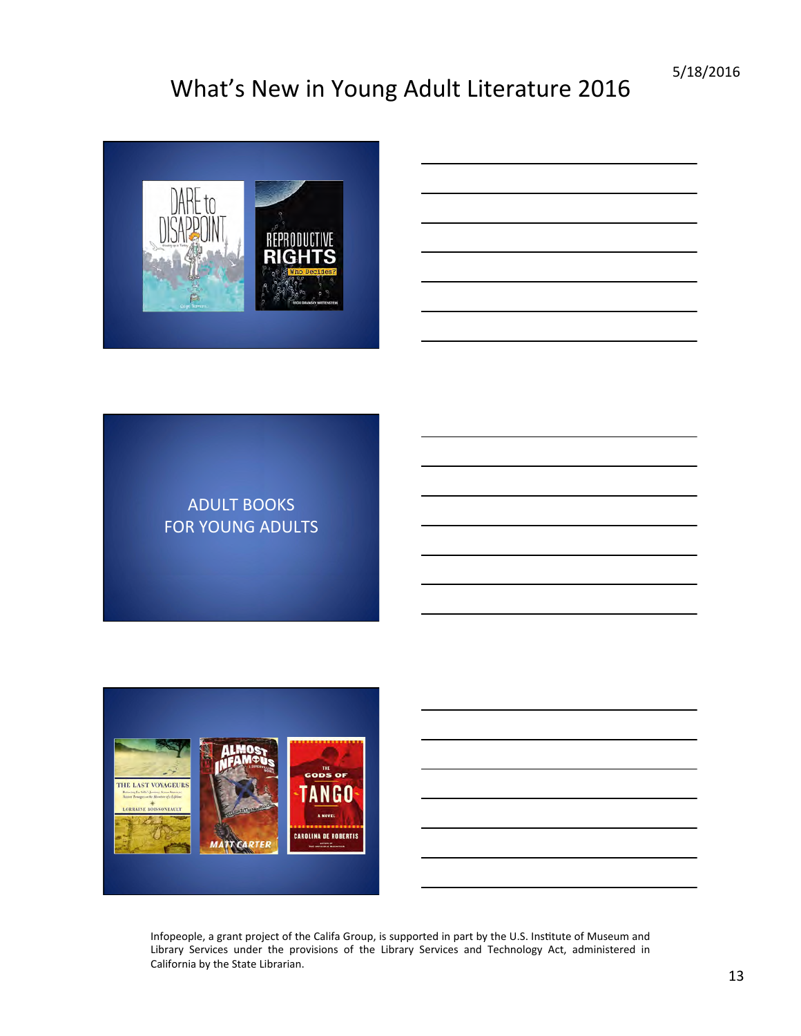ADULT BOOKS
FOR YOUNG ADULTS

Infopeople, a grant project of the Califa Group, is supported in part by the U.S. Institute of Museum and Library Services under the provisions of the Library Services and Technology Act, administered in California by the State Librarian.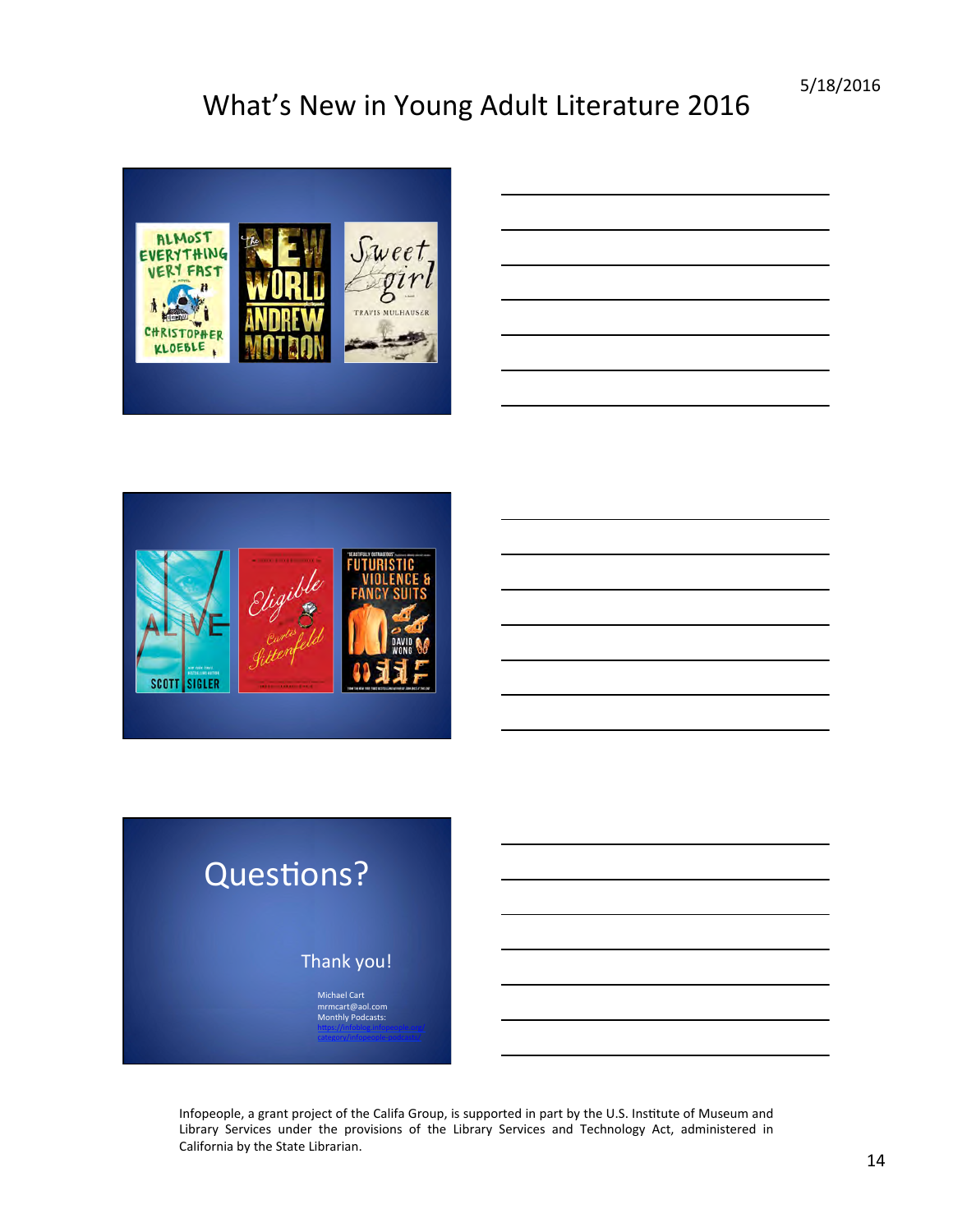# What's New in Young Adult Literature 2016

ALMOST EVERYTHING VERY FAST
CHRISTOPHER KLOEBLE

The NEW WORLD
ANDREW MOTION

Sweet girl
TRAVIS MULHAUSER

ALIVE
SCOTT SIGLER

Eligible
Curtis Sittenfeld

FUTURISTIC VIOLENCE & FANCY SUITS
DAVID WONG

Questions?

Thank you!

Michael Cart
mrmcart@aol.com
Monthly Podcasts:
https://infoblog.infopeople.org/category/infopeople-podcasts/

Infopeople, a grant project of the Califa Group, is supported in part by the U.S. Institute of Museum and Library Services under the provisions of the Library Services and Technology Act, administered in California by the State Librarian.